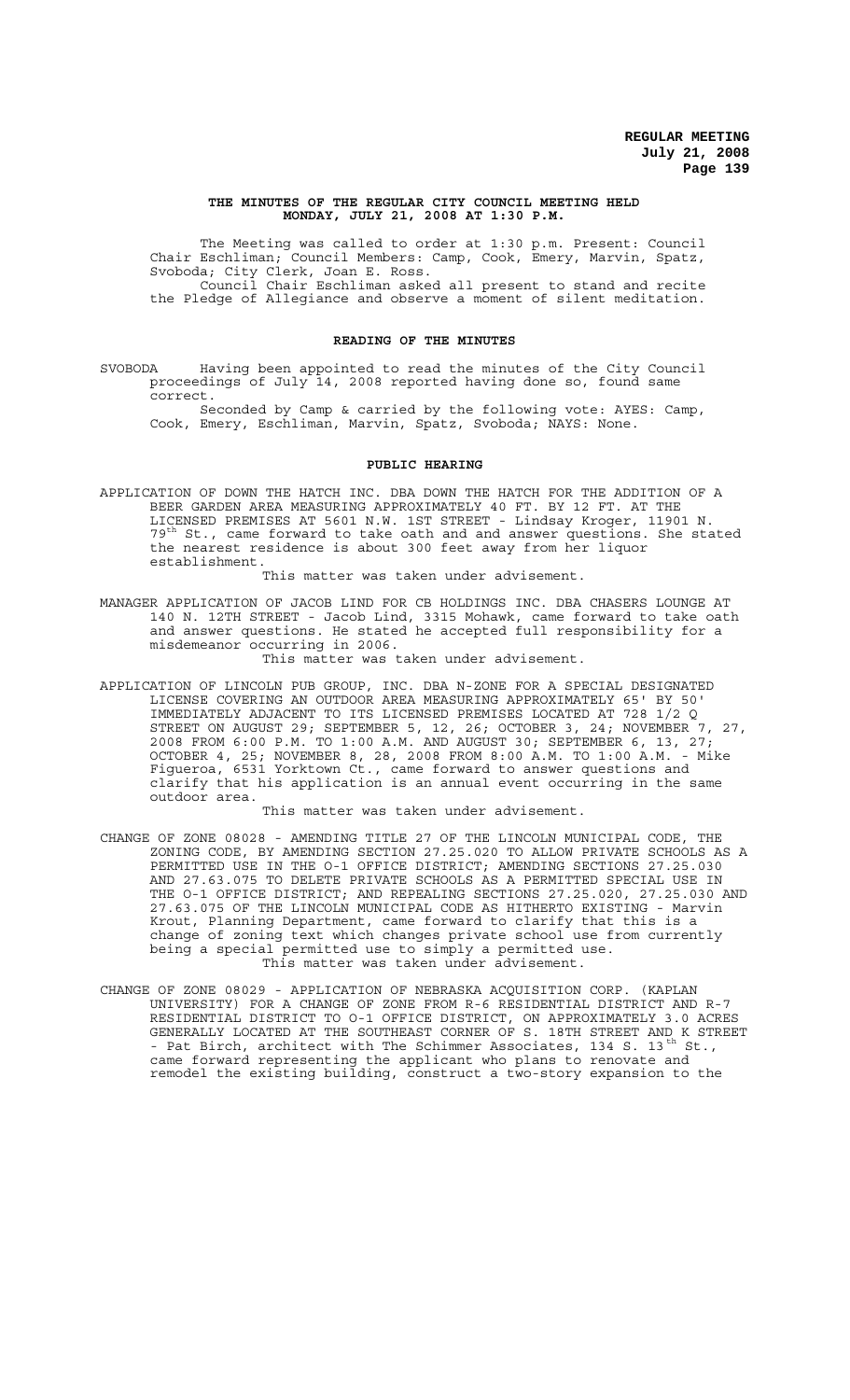**THE MINUTES OF THE REGULAR CITY COUNCIL MEETING HELD MONDAY, JULY 21, 2008 AT 1:30 P.M.**

The Meeting was called to order at 1:30 p.m. Present: Council Chair Eschliman; Council Members: Camp, Cook, Emery, Marvin, Spatz, Svoboda; City Clerk, Joan E. Ross.

Council Chair Eschliman asked all present to stand and recite the Pledge of Allegiance and observe a moment of silent meditation.

**READING OF THE MINUTES**

SVOBODA Having been appointed to read the minutes of the City Council proceedings of July 14, 2008 reported having done so, found same correct.

Seconded by Camp & carried by the following vote: AYES: Camp, Cook, Emery, Eschliman, Marvin, Spatz, Svoboda; NAYS: None.

**PUBLIC HEARING**

APPLICATION OF DOWN THE HATCH INC. DBA DOWN THE HATCH FOR THE ADDITION OF A BEER GARDEN AREA MEASURING APPROXIMATELY 40 FT. BY 12 FT. AT THE LICENSED PREMISES AT 5601 N.W. 1ST STREET - Lindsay Kroger, 11901 N. 79th St., came forward to take oath and and answer questions. She stated the nearest residence is about 300 feet away from her liquor establishment.

This matter was taken under advisement.

MANAGER APPLICATION OF JACOB LIND FOR CB HOLDINGS INC. DBA CHASERS LOUNGE AT 140 N. 12TH STREET - Jacob Lind, 3315 Mohawk, came forward to take oath and answer questions. He stated he accepted full responsibility for a misdemeanor occurring in 2006.

This matter was taken under advisement.

APPLICATION OF LINCOLN PUB GROUP, INC. DBA N-ZONE FOR A SPECIAL DESIGNATED LICENSE COVERING AN OUTDOOR AREA MEASURING APPROXIMATELY 65' BY 50' IMMEDIATELY ADJACENT TO ITS LICENSED PREMISES LOCATED AT 728 1/2 Q STREET ON AUGUST 29; SEPTEMBER 5, 12, 26; OCTOBER 3, 24; NOVEMBER 7, 27, 2008 FROM 6:00 P.M. TO 1:00 A.M. AND AUGUST 30; SEPTEMBER 6, 13, 27; OCTOBER 4, 25; NOVEMBER 8, 28, 2008 FROM 8:00 A.M. TO 1:00 A.M. - Mike Figueroa, 6531 Yorktown Ct., came forward to answer questions and clarify that his application is an annual event occurring in the same outdoor area.

This matter was taken under advisement.

CHANGE OF ZONE 08028 - AMENDING TITLE 27 OF THE LINCOLN MUNICIPAL CODE, THE ZONING CODE, BY AMENDING SECTION 27.25.020 TO ALLOW PRIVATE SCHOOLS AS A PERMITTED USE IN THE O-1 OFFICE DISTRICT; AMENDING SECTIONS 27.25.030 AND 27.63.075 TO DELETE PRIVATE SCHOOLS AS A PERMITTED SPECIAL USE IN THE O-1 OFFICE DISTRICT; AND REPEALING SECTIONS 27.25.020, 27.25.030 AND 27.63.075 OF THE LINCOLN MUNICIPAL CODE AS HITHERTO EXISTING - Marvin Krout, Planning Department, came forward to clarify that this is a change of zoning text which changes private school use from currently being a special permitted use to simply a permitted use.

This matter was taken under advisement.

CHANGE OF ZONE 08029 - APPLICATION OF NEBRASKA ACQUISITION CORP. (KAPLAN UNIVERSITY) FOR A CHANGE OF ZONE FROM R-6 RESIDENTIAL DISTRICT AND R-7 RESIDENTIAL DISTRICT TO O-1 OFFICE DISTRICT, ON APPROXIMATELY 3.0 ACRES GENERALLY LOCATED AT THE SOUTHEAST CORNER OF S. 18TH STREET AND K STREET - Pat Birch, architect with The Schimmer Associates, 134 S. 13th St., came forward representing the applicant who plans to renovate and remodel the existing building, construct a two-story expansion to the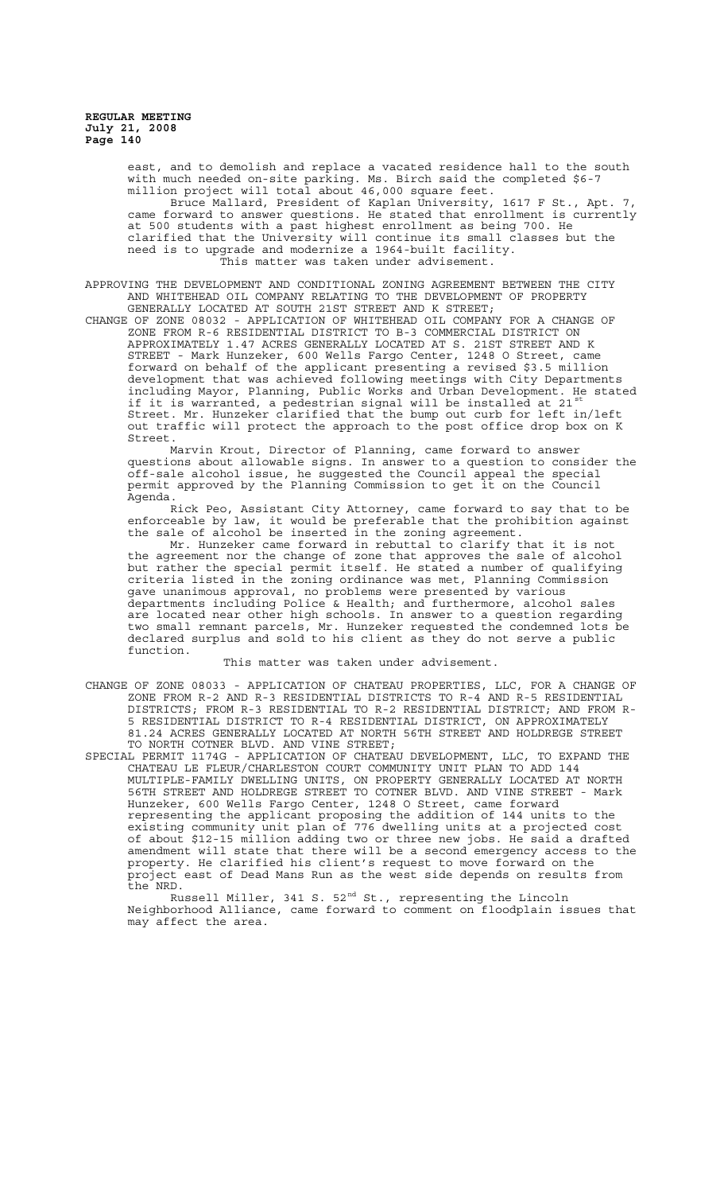east, and to demolish and replace a vacated residence hall to the south with much needed on-site parking. Ms. Birch said the completed $6-7 million project will total about 46,000 square feet.

Bruce Mallard, President of Kaplan University, 1617 F St., Apt. 7, came forward to answer questions. He stated that enrollment is currently at 500 students with a past highest enrollment as being 700. He clarified that the University will continue its small classes but the need is to upgrade and modernize a 1964-built facility.

This matter was taken under advisement.

APPROVING THE DEVELOPMENT AND CONDITIONAL ZONING AGREEMENT BETWEEN THE CITY AND WHITEHEAD OIL COMPANY RELATING TO THE DEVELOPMENT OF PROPERTY GENERALLY LOCATED AT SOUTH 21ST STREET AND K STREET;

CHANGE OF ZONE 08032 - APPLICATION OF WHITEHEAD OIL COMPANY FOR A CHANGE OF ZONE FROM R-6 RESIDENTIAL DISTRICT TO B-3 COMMERCIAL DISTRICT ON APPROXIMATELY 1.47 ACRES GENERALLY LOCATED AT S. 21ST STREET AND K STREET - Mark Hunzeker, 600 Wells Fargo Center, 1248 O Street, came forward on behalf of the applicant presenting a revised $3.5 million development that was achieved following meetings with City Departments including Mayor, Planning, Public Works and Urban Development. He stated if it is warranted, a pedestrian signal will be installed at 21st Street. Mr. Hunzeker clarified that the bump out curb for left in/left out traffic will protect the approach to the post office drop box on K Street.

Marvin Krout, Director of Planning, came forward to answer questions about allowable signs. In answer to a question to consider the off-sale alcohol issue, he suggested the Council appeal the special permit approved by the Planning Commission to get it on the Council Agenda.

Rick Peo, Assistant City Attorney, came forward to say that to be enforceable by law, it would be preferable that the prohibition against the sale of alcohol be inserted in the zoning agreement.

Mr. Hunzeker came forward in rebuttal to clarify that it is not the agreement nor the change of zone that approves the sale of alcohol but rather the special permit itself. He stated a number of qualifying criteria listed in the zoning ordinance was met, Planning Commission gave unanimous approval, no problems were presented by various departments including Police & Health; and furthermore, alcohol sales are located near other high schools. In answer to a question regarding two small remnant parcels, Mr. Hunzeker requested the condemned lots be declared surplus and sold to his client as they do not serve a public function.

This matter was taken under advisement.

CHANGE OF ZONE 08033 - APPLICATION OF CHATEAU PROPERTIES, LLC, FOR A CHANGE OF ZONE FROM R-2 AND R-3 RESIDENTIAL DISTRICTS TO R-4 AND R-5 RESIDENTIAL DISTRICTS; FROM R-3 RESIDENTIAL TO R-2 RESIDENTIAL DISTRICT; AND FROM R-5 RESIDENTIAL DISTRICT TO R-4 RESIDENTIAL DISTRICT, ON APPROXIMATELY 81.24 ACRES GENERALLY LOCATED AT NORTH 56TH STREET AND HOLDREGE STREET TO NORTH COTNER BLVD. AND VINE STREET;

SPECIAL PERMIT 1174G - APPLICATION OF CHATEAU DEVELOPMENT, LLC, TO EXPAND THE CHATEAU LE FLEUR/CHARLESTON COURT COMMUNITY UNIT PLAN TO ADD 144 MULTIPLE-FAMILY DWELLING UNITS, ON PROPERTY GENERALLY LOCATED AT NORTH 56TH STREET AND HOLDREGE STREET TO COTNER BLVD. AND VINE STREET - Mark Hunzeker, 600 Wells Fargo Center, 1248 O Street, came forward representing the applicant proposing the addition of 144 units to the existing community unit plan of 776 dwelling units at a projected cost of about $12-15 million adding two or three new jobs. He said a drafted amendment will state that there will be a second emergency access to the property. He clarified his client's request to move forward on the project east of Dead Mans Run as the west side depends on results from the NRD.

Russell Miller, 341 S. 52nd St., representing the Lincoln Neighborhood Alliance, came forward to comment on floodplain issues that may affect the area.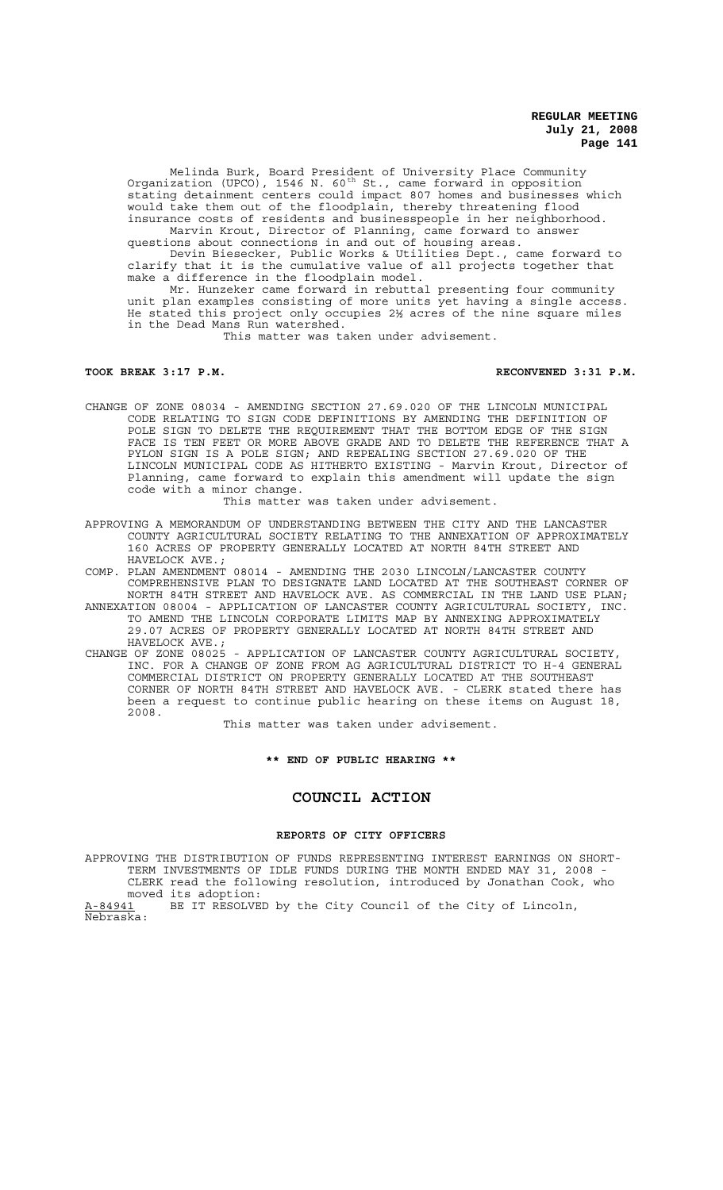Melinda Burk, Board President of University Place Community Organization (UPCO), 1546 N. 60th St., came forward in opposition stating detainment centers could impact 807 homes and businesses which would take them out of the floodplain, thereby threatening flood insurance costs of residents and businesspeople in her neighborhood.

Marvin Krout, Director of Planning, came forward to answer questions about connections in and out of housing areas.

Devin Biesecker, Public Works & Utilities Dept., came forward to clarify that it is the cumulative value of all projects together that make a difference in the floodplain model.

Mr. Hunzeker came forward in rebuttal presenting four community unit plan examples consisting of more units yet having a single access. He stated this project only occupies 2½ acres of the nine square miles in the Dead Mans Run watershed.

This matter was taken under advisement.

**TOOK BREAK 3:17 P.M.** **RECONVENED 3:31 P.M.**

CHANGE OF ZONE 08034 - AMENDING SECTION 27.69.020 OF THE LINCOLN MUNICIPAL CODE RELATING TO SIGN CODE DEFINITIONS BY AMENDING THE DEFINITION OF POLE SIGN TO DELETE THE REQUIREMENT THAT THE BOTTOM EDGE OF THE SIGN FACE IS TEN FEET OR MORE ABOVE GRADE AND TO DELETE THE REFERENCE THAT A PYLON SIGN IS A POLE SIGN; AND REPEALING SECTION 27.69.020 OF THE LINCOLN MUNICIPAL CODE AS HITHERTO EXISTING - Marvin Krout, Director of Planning, came forward to explain this amendment will update the sign code with a minor change.

This matter was taken under advisement.

APPROVING A MEMORANDUM OF UNDERSTANDING BETWEEN THE CITY AND THE LANCASTER COUNTY AGRICULTURAL SOCIETY RELATING TO THE ANNEXATION OF APPROXIMATELY 160 ACRES OF PROPERTY GENERALLY LOCATED AT NORTH 84TH STREET AND HAVELOCK AVE.;

COMP. PLAN AMENDMENT 08014 - AMENDING THE 2030 LINCOLN/LANCASTER COUNTY COMPREHENSIVE PLAN TO DESIGNATE LAND LOCATED AT THE SOUTHEAST CORNER OF NORTH 84TH STREET AND HAVELOCK AVE. AS COMMERCIAL IN THE LAND USE PLAN;

ANNEXATION 08004 - APPLICATION OF LANCASTER COUNTY AGRICULTURAL SOCIETY, INC. TO AMEND THE LINCOLN CORPORATE LIMITS MAP BY ANNEXING APPROXIMATELY 29.07 ACRES OF PROPERTY GENERALLY LOCATED AT NORTH 84TH STREET AND HAVELOCK AVE.;

CHANGE OF ZONE 08025 - APPLICATION OF LANCASTER COUNTY AGRICULTURAL SOCIETY, INC. FOR A CHANGE OF ZONE FROM AG AGRICULTURAL DISTRICT TO H-4 GENERAL COMMERCIAL DISTRICT ON PROPERTY GENERALLY LOCATED AT THE SOUTHEAST CORNER OF NORTH 84TH STREET AND HAVELOCK AVE. - CLERK stated there has been a request to continue public hearing on these items on August 18, 2008.

This matter was taken under advisement.

**\*\* END OF PUBLIC HEARING \*\***

## COUNCIL ACTION

### REPORTS OF CITY OFFICERS

APPROVING THE DISTRIBUTION OF FUNDS REPRESENTING INTEREST EARNINGS ON SHORT-TERM INVESTMENTS OF IDLE FUNDS DURING THE MONTH ENDED MAY 31, 2008 - CLERK read the following resolution, introduced by Jonathan Cook, who moved its adoption:

A-84941 BE IT RESOLVED by the City Council of the City of Lincoln, Nebraska: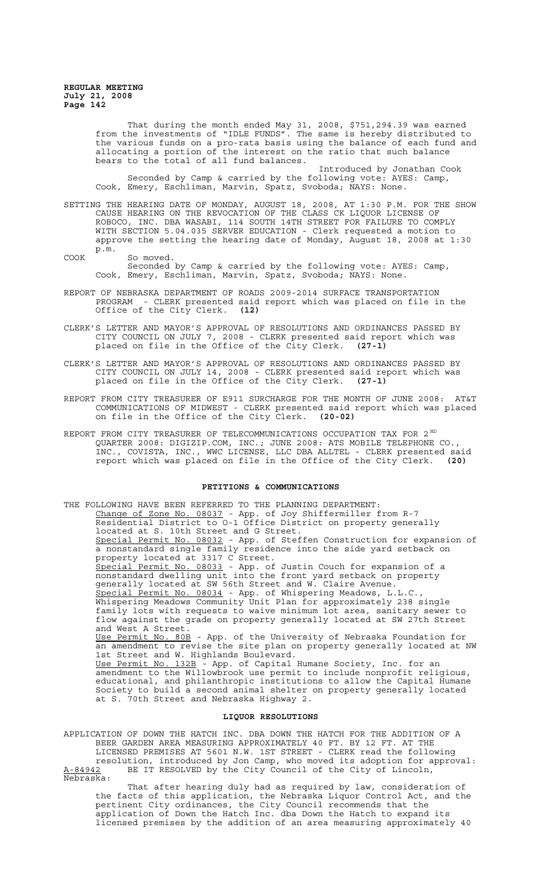That during the month ended May 31, 2008, $751,294.39 was earned from the investments of "IDLE FUNDS". The same is hereby distributed to the various funds on a pro-rata basis using the balance of each fund and allocating a portion of the interest on the ratio that such balance bears to the total of all fund balances.

Introduced by Jonathan Cook

Seconded by Camp & carried by the following vote: AYES: Camp, Cook, Emery, Eschliman, Marvin, Spatz, Svoboda; NAYS: None.

SETTING THE HEARING DATE OF MONDAY, AUGUST 18, 2008, AT 1:30 P.M. FOR THE SHOW CAUSE HEARING ON THE REVOCATION OF THE CLASS CK LIQUOR LICENSE OF ROBOCO, INC. DBA WASABI, 114 SOUTH 14TH STREET FOR FAILURE TO COMPLY WITH SECTION 5.04.035 SERVER EDUCATION - Clerk requested a motion to approve the setting the hearing date of Monday, August 18, 2008 at 1:30 p.m.

COOK So moved.

Seconded by Camp & carried by the following vote: AYES: Camp, Cook, Emery, Eschliman, Marvin, Spatz, Svoboda; NAYS: None.

REPORT OF NEBRASKA DEPARTMENT OF ROADS 2009-2014 SURFACE TRANSPORTATION PROGRAM - CLERK presented said report which was placed on file in the Office of the City Clerk. **(12)**

CLERK'S LETTER AND MAYOR'S APPROVAL OF RESOLUTIONS AND ORDINANCES PASSED BY CITY COUNCIL ON JULY 7, 2008 - CLERK presented said report which was placed on file in the Office of the City Clerk. **(27-1)**

CLERK'S LETTER AND MAYOR'S APPROVAL OF RESOLUTIONS AND ORDINANCES PASSED BY CITY COUNCIL ON JULY 14, 2008 - CLERK presented said report which was placed on file in the Office of the City Clerk. **(27-1)**

REPORT FROM CITY TREASURER OF E911 SURCHARGE FOR THE MONTH OF JUNE 2008: AT&T COMMUNICATIONS OF MIDWEST - CLERK presented said report which was placed on file in the Office of the City Clerk. **(20-02)**

REPORT FROM CITY TREASURER OF TELECOMMUNICATIONS OCCUPATION TAX FOR 2ND QUARTER 2008: DIGIZIP.COM, INC.; JUNE 2008: ATS MOBILE TELEPHONE CO., INC., COVISTA, INC., WWC LICENSE, LLC DBA ALLTEL - CLERK presented said report which was placed on file in the Office of the City Clerk. **(20)**

## PETITIONS & COMMUNICATIONS

THE FOLLOWING HAVE BEEN REFERRED TO THE PLANNING DEPARTMENT:

Change of Zone No. 08037 - App. of Joy Shiffermiller from R-7 Residential District to O-1 Office District on property generally located at S. 10th Street and G Street.

Special Permit No. 08032 - App. of Steffen Construction for expansion of a nonstandard single family residence into the side yard setback on property located at 3317 C Street.

Special Permit No. 08033 - App. of Justin Couch for expansion of a nonstandard dwelling unit into the front yard setback on property generally located at SW 56th Street and W. Claire Avenue.

Special Permit No. 08034 - App. of Whispering Meadows, L.L.C., Whispering Meadows Community Unit Plan for approximately 238 single family lots with requests to waive minimum lot area, sanitary sewer to flow against the grade on property generally located at SW 27th Street and West A Street.

Use Permit No. 80B - App. of the University of Nebraska Foundation for an amendment to revise the site plan on property generally located at NW 1st Street and W. Highlands Boulevard.

Use Permit No. 132B - App. of Capital Humane Society, Inc. for an amendment to the Willowbrook use permit to include nonprofit religious, educational, and philanthropic institutions to allow the Capital Humane Society to build a second animal shelter on property generally located at S. 70th Street and Nebraska Highway 2.

## LIQUOR RESOLUTIONS

APPLICATION OF DOWN THE HATCH INC. DBA DOWN THE HATCH FOR THE ADDITION OF A BEER GARDEN AREA MEASURING APPROXIMATELY 40 FT. BY 12 FT. AT THE LICENSED PREMISES AT 5601 N.W. 1ST STREET - CLERK read the following resolution, introduced by Jon Camp, who moved its adoption for approval:

A-84942 BE IT RESOLVED by the City Council of the City of Lincoln, Nebraska:

That after hearing duly had as required by law, consideration of the facts of this application, the Nebraska Liquor Control Act, and the pertinent City ordinances, the City Council recommends that the application of Down the Hatch Inc. dba Down the Hatch to expand its licensed premises by the addition of an area measuring approximately 40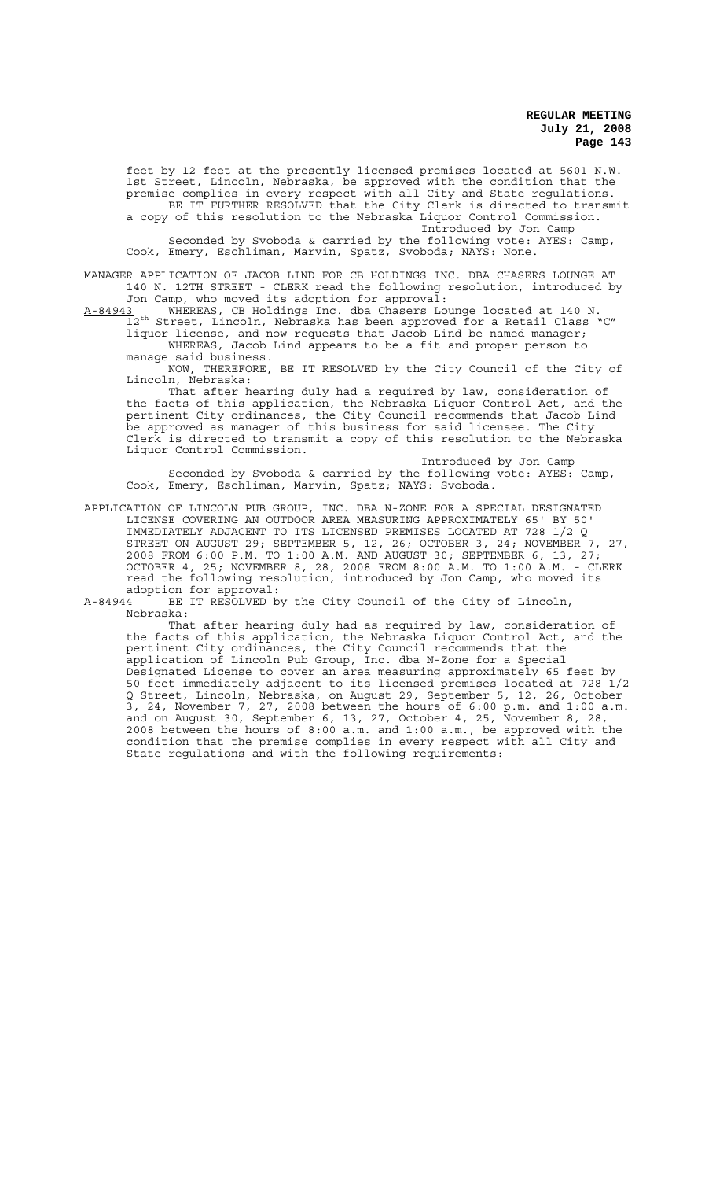feet by 12 feet at the presently licensed premises located at 5601 N.W. 1st Street, Lincoln, Nebraska, be approved with the condition that the premise complies in every respect with all City and State regulations.

BE IT FURTHER RESOLVED that the City Clerk is directed to transmit a copy of this resolution to the Nebraska Liquor Control Commission.

Introduced by Jon Camp

Seconded by Svoboda & carried by the following vote: AYES: Camp, Cook, Emery, Eschliman, Marvin, Spatz, Svoboda; NAYS: None.

MANAGER APPLICATION OF JACOB LIND FOR CB HOLDINGS INC. DBA CHASERS LOUNGE AT 140 N. 12TH STREET - CLERK read the following resolution, introduced by Jon Camp, who moved its adoption for approval:

A-84943 WHEREAS, CB Holdings Inc. dba Chasers Lounge located at 140 N. 12th Street, Lincoln, Nebraska has been approved for a Retail Class "C" liquor license, and now requests that Jacob Lind be named manager;

WHEREAS, Jacob Lind appears to be a fit and proper person to manage said business.

NOW, THEREFORE, BE IT RESOLVED by the City Council of the City of Lincoln, Nebraska:

That after hearing duly had a required by law, consideration of the facts of this application, the Nebraska Liquor Control Act, and the pertinent City ordinances, the City Council recommends that Jacob Lind be approved as manager of this business for said licensee. The City Clerk is directed to transmit a copy of this resolution to the Nebraska Liquor Control Commission.

Introduced by Jon Camp

Seconded by Svoboda & carried by the following vote: AYES: Camp, Cook, Emery, Eschliman, Marvin, Spatz; NAYS: Svoboda.

APPLICATION OF LINCOLN PUB GROUP, INC. DBA N-ZONE FOR A SPECIAL DESIGNATED LICENSE COVERING AN OUTDOOR AREA MEASURING APPROXIMATELY 65' BY 50' IMMEDIATELY ADJACENT TO ITS LICENSED PREMISES LOCATED AT 728 1/2 Q STREET ON AUGUST 29; SEPTEMBER 5, 12, 26; OCTOBER 3, 24; NOVEMBER 7, 27, 2008 FROM 6:00 P.M. TO 1:00 A.M. AND AUGUST 30; SEPTEMBER 6, 13, 27; OCTOBER 4, 25; NOVEMBER 8, 28, 2008 FROM 8:00 A.M. TO 1:00 A.M. - CLERK read the following resolution, introduced by Jon Camp, who moved its adoption for approval:

A-84944 BE IT RESOLVED by the City Council of the City of Lincoln, Nebraska:

That after hearing duly had as required by law, consideration of the facts of this application, the Nebraska Liquor Control Act, and the pertinent City ordinances, the City Council recommends that the application of Lincoln Pub Group, Inc. dba N-Zone for a Special Designated License to cover an area measuring approximately 65 feet by 50 feet immediately adjacent to its licensed premises located at 728 1/2 Q Street, Lincoln, Nebraska, on August 29, September 5, 12, 26, October 3, 24, November 7, 27, 2008 between the hours of 6:00 p.m. and 1:00 a.m. and on August 30, September 6, 13, 27, October 4, 25, November 8, 28, 2008 between the hours of 8:00 a.m. and 1:00 a.m., be approved with the condition that the premise complies in every respect with all City and State regulations and with the following requirements: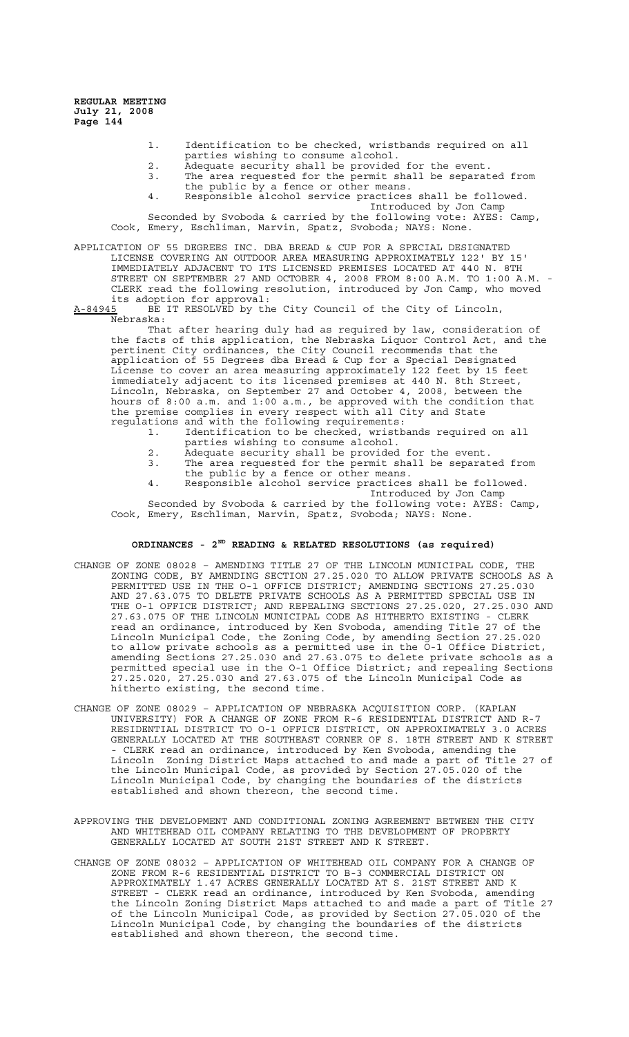1. Identification to be checked, wristbands required on all parties wishing to consume alcohol.
2. Adequate security shall be provided for the event.
3. The area requested for the permit shall be separated from the public by a fence or other means.
4. Responsible alcohol service practices shall be followed.

Introduced by Jon Camp

Seconded by Svoboda & carried by the following vote: AYES: Camp, Cook, Emery, Eschliman, Marvin, Spatz, Svoboda; NAYS: None.

APPLICATION OF 55 DEGREES INC. DBA BREAD & CUP FOR A SPECIAL DESIGNATED LICENSE COVERING AN OUTDOOR AREA MEASURING APPROXIMATELY 122' BY 15' IMMEDIATELY ADJACENT TO ITS LICENSED PREMISES LOCATED AT 440 N. 8TH STREET ON SEPTEMBER 27 AND OCTOBER 4, 2008 FROM 8:00 A.M. TO 1:00 A.M. - CLERK read the following resolution, introduced by Jon Camp, who moved its adoption for approval:

A-84945 BE IT RESOLVED by the City Council of the City of Lincoln, Nebraska:

That after hearing duly had as required by law, consideration of the facts of this application, the Nebraska Liquor Control Act, and the pertinent City ordinances, the City Council recommends that the application of 55 Degrees dba Bread & Cup for a Special Designated License to cover an area measuring approximately 122 feet by 15 feet immediately adjacent to its licensed premises at 440 N. 8th Street, Lincoln, Nebraska, on September 27 and October 4, 2008, between the hours of 8:00 a.m. and 1:00 a.m., be approved with the condition that the premise complies in every respect with all City and State regulations and with the following requirements:

1. Identification to be checked, wristbands required on all parties wishing to consume alcohol.
2. Adequate security shall be provided for the event.
3. The area requested for the permit shall be separated from the public by a fence or other means.
4. Responsible alcohol service practices shall be followed.

Introduced by Jon Camp

Seconded by Svoboda & carried by the following vote: AYES: Camp, Cook, Emery, Eschliman, Marvin, Spatz, Svoboda; NAYS: None.

## ORDINANCES - 2ND READING & RELATED RESOLUTIONS (as required)

CHANGE OF ZONE 08028 – AMENDING TITLE 27 OF THE LINCOLN MUNICIPAL CODE, THE ZONING CODE, BY AMENDING SECTION 27.25.020 TO ALLOW PRIVATE SCHOOLS AS A PERMITTED USE IN THE O-1 OFFICE DISTRICT; AMENDING SECTIONS 27.25.030 AND 27.63.075 TO DELETE PRIVATE SCHOOLS AS A PERMITTED SPECIAL USE IN THE O-1 OFFICE DISTRICT; AND REPEALING SECTIONS 27.25.020, 27.25.030 AND 27.63.075 OF THE LINCOLN MUNICIPAL CODE AS HITHERTO EXISTING - CLERK read an ordinance, introduced by Ken Svoboda, amending Title 27 of the Lincoln Municipal Code, the Zoning Code, by amending Section 27.25.020 to allow private schools as a permitted use in the O-1 Office District, amending Sections 27.25.030 and 27.63.075 to delete private schools as a permitted special use in the O-1 Office District; and repealing Sections 27.25.020, 27.25.030 and 27.63.075 of the Lincoln Municipal Code as hitherto existing, the second time.

CHANGE OF ZONE 08029 – APPLICATION OF NEBRASKA ACQUISITION CORP. (KAPLAN UNIVERSITY) FOR A CHANGE OF ZONE FROM R-6 RESIDENTIAL DISTRICT AND R-7 RESIDENTIAL DISTRICT TO O-1 OFFICE DISTRICT, ON APPROXIMATELY 3.0 ACRES GENERALLY LOCATED AT THE SOUTHEAST CORNER OF S. 18TH STREET AND K STREET - CLERK read an ordinance, introduced by Ken Svoboda, amending the Lincoln Zoning District Maps attached to and made a part of Title 27 of the Lincoln Municipal Code, as provided by Section 27.05.020 of the Lincoln Municipal Code, by changing the boundaries of the districts established and shown thereon, the second time.

APPROVING THE DEVELOPMENT AND CONDITIONAL ZONING AGREEMENT BETWEEN THE CITY AND WHITEHEAD OIL COMPANY RELATING TO THE DEVELOPMENT OF PROPERTY GENERALLY LOCATED AT SOUTH 21ST STREET AND K STREET.

CHANGE OF ZONE 08032 – APPLICATION OF WHITEHEAD OIL COMPANY FOR A CHANGE OF ZONE FROM R-6 RESIDENTIAL DISTRICT TO B-3 COMMERCIAL DISTRICT ON APPROXIMATELY 1.47 ACRES GENERALLY LOCATED AT S. 21ST STREET AND K STREET - CLERK read an ordinance, introduced by Ken Svoboda, amending the Lincoln Zoning District Maps attached to and made a part of Title 27 of the Lincoln Municipal Code, as provided by Section 27.05.020 of the Lincoln Municipal Code, by changing the boundaries of the districts established and shown thereon, the second time.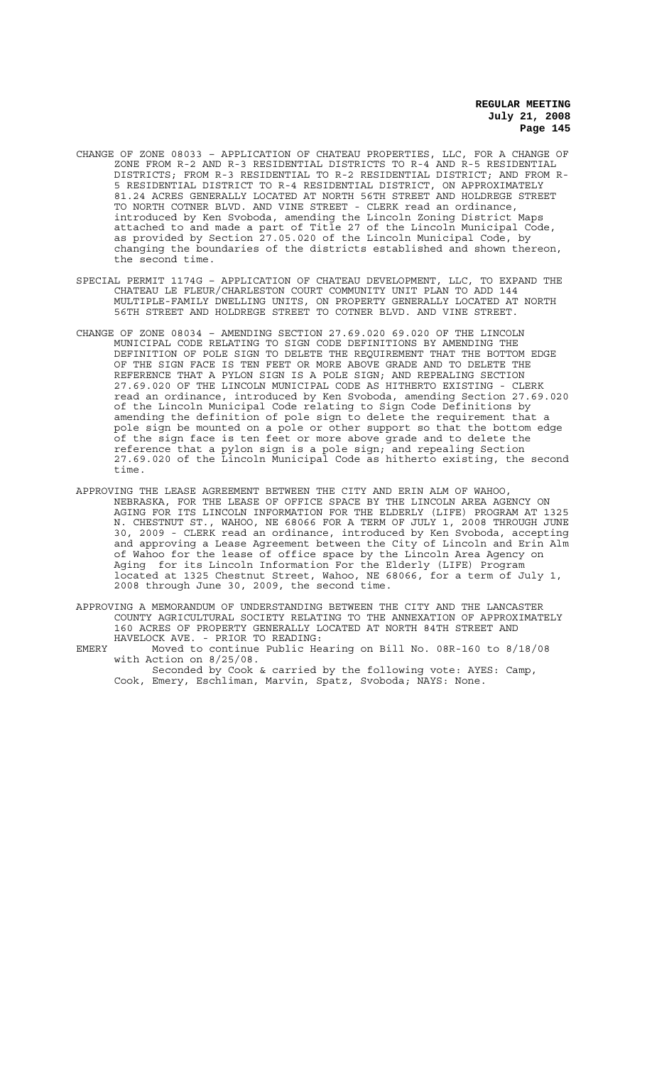CHANGE OF ZONE 08033 – APPLICATION OF CHATEAU PROPERTIES, LLC, FOR A CHANGE OF ZONE FROM R-2 AND R-3 RESIDENTIAL DISTRICTS TO R-4 AND R-5 RESIDENTIAL DISTRICTS; FROM R-3 RESIDENTIAL TO R-2 RESIDENTIAL DISTRICT; AND FROM R-5 RESIDENTIAL DISTRICT TO R-4 RESIDENTIAL DISTRICT, ON APPROXIMATELY 81.24 ACRES GENERALLY LOCATED AT NORTH 56TH STREET AND HOLDREGE STREET TO NORTH COTNER BLVD. AND VINE STREET - CLERK read an ordinance, introduced by Ken Svoboda, amending the Lincoln Zoning District Maps attached to and made a part of Title 27 of the Lincoln Municipal Code, as provided by Section 27.05.020 of the Lincoln Municipal Code, by changing the boundaries of the districts established and shown thereon, the second time.

SPECIAL PERMIT 1174G – APPLICATION OF CHATEAU DEVELOPMENT, LLC, TO EXPAND THE CHATEAU LE FLEUR/CHARLESTON COURT COMMUNITY UNIT PLAN TO ADD 144 MULTIPLE-FAMILY DWELLING UNITS, ON PROPERTY GENERALLY LOCATED AT NORTH 56TH STREET AND HOLDREGE STREET TO COTNER BLVD. AND VINE STREET.

CHANGE OF ZONE 08034 – AMENDING SECTION 27.69.020 69.020 OF THE LINCOLN MUNICIPAL CODE RELATING TO SIGN CODE DEFINITIONS BY AMENDING THE DEFINITION OF POLE SIGN TO DELETE THE REQUIREMENT THAT THE BOTTOM EDGE OF THE SIGN FACE IS TEN FEET OR MORE ABOVE GRADE AND TO DELETE THE REFERENCE THAT A PYLON SIGN IS A POLE SIGN; AND REPEALING SECTION 27.69.020 OF THE LINCOLN MUNICIPAL CODE AS HITHERTO EXISTING - CLERK read an ordinance, introduced by Ken Svoboda, amending Section 27.69.020 of the Lincoln Municipal Code relating to Sign Code Definitions by amending the definition of pole sign to delete the requirement that a pole sign be mounted on a pole or other support so that the bottom edge of the sign face is ten feet or more above grade and to delete the reference that a pylon sign is a pole sign; and repealing Section 27.69.020 of the Lincoln Municipal Code as hitherto existing, the second time.

APPROVING THE LEASE AGREEMENT BETWEEN THE CITY AND ERIN ALM OF WAHOO, NEBRASKA, FOR THE LEASE OF OFFICE SPACE BY THE LINCOLN AREA AGENCY ON AGING FOR ITS LINCOLN INFORMATION FOR THE ELDERLY (LIFE) PROGRAM AT 1325 N. CHESTNUT ST., WAHOO, NE 68066 FOR A TERM OF JULY 1, 2008 THROUGH JUNE 30, 2009 - CLERK read an ordinance, introduced by Ken Svoboda, accepting and approving a Lease Agreement between the City of Lincoln and Erin Alm of Wahoo for the lease of office space by the Lincoln Area Agency on Aging for its Lincoln Information For the Elderly (LIFE) Program located at 1325 Chestnut Street, Wahoo, NE 68066, for a term of July 1, 2008 through June 30, 2009, the second time.

APPROVING A MEMORANDUM OF UNDERSTANDING BETWEEN THE CITY AND THE LANCASTER COUNTY AGRICULTURAL SOCIETY RELATING TO THE ANNEXATION OF APPROXIMATELY 160 ACRES OF PROPERTY GENERALLY LOCATED AT NORTH 84TH STREET AND HAVELOCK AVE. - PRIOR TO READING:

EMERY Moved to continue Public Hearing on Bill No. 08R-160 to 8/18/08 with Action on 8/25/08.

Seconded by Cook & carried by the following vote: AYES: Camp, Cook, Emery, Eschliman, Marvin, Spatz, Svoboda; NAYS: None.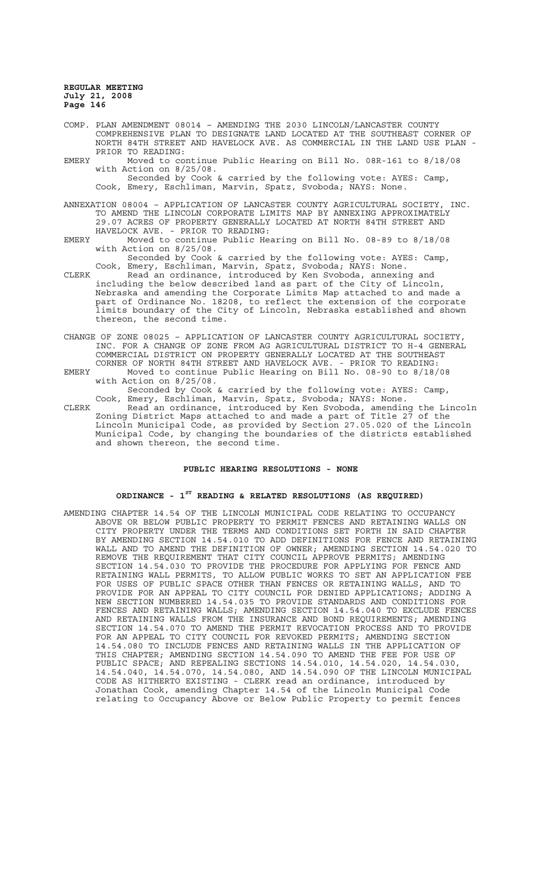COMP. PLAN AMENDMENT 08014 – AMENDING THE 2030 LINCOLN/LANCASTER COUNTY COMPREHENSIVE PLAN TO DESIGNATE LAND LOCATED AT THE SOUTHEAST CORNER OF NORTH 84TH STREET AND HAVELOCK AVE. AS COMMERCIAL IN THE LAND USE PLAN - PRIOR TO READING:

EMERY Moved to continue Public Hearing on Bill No. 08R-161 to 8/18/08 with Action on 8/25/08.

Seconded by Cook & carried by the following vote: AYES: Camp, Cook, Emery, Eschliman, Marvin, Spatz, Svoboda; NAYS: None.

ANNEXATION 08004 – APPLICATION OF LANCASTER COUNTY AGRICULTURAL SOCIETY, INC. TO AMEND THE LINCOLN CORPORATE LIMITS MAP BY ANNEXING APPROXIMATELY 29.07 ACRES OF PROPERTY GENERALLY LOCATED AT NORTH 84TH STREET AND HAVELOCK AVE. - PRIOR TO READING:

EMERY Moved to continue Public Hearing on Bill No. 08-89 to 8/18/08 with Action on 8/25/08.

Seconded by Cook & carried by the following vote: AYES: Camp, Cook, Emery, Eschliman, Marvin, Spatz, Svoboda; NAYS: None.

CLERK Read an ordinance, introduced by Ken Svoboda, annexing and including the below described land as part of the City of Lincoln, Nebraska and amending the Corporate Limits Map attached to and made a part of Ordinance No. 18208, to reflect the extension of the corporate limits boundary of the City of Lincoln, Nebraska established and shown thereon, the second time.

CHANGE OF ZONE 08025 – APPLICATION OF LANCASTER COUNTY AGRICULTURAL SOCIETY, INC. FOR A CHANGE OF ZONE FROM AG AGRICULTURAL DISTRICT TO H-4 GENERAL COMMERCIAL DISTRICT ON PROPERTY GENERALLY LOCATED AT THE SOUTHEAST CORNER OF NORTH 84TH STREET AND HAVELOCK AVE. - PRIOR TO READING:

EMERY Moved to continue Public Hearing on Bill No. 08-90 to 8/18/08 with Action on 8/25/08.

Seconded by Cook & carried by the following vote: AYES: Camp, Cook, Emery, Eschliman, Marvin, Spatz, Svoboda; NAYS: None.

CLERK Read an ordinance, introduced by Ken Svoboda, amending the Lincoln Zoning District Maps attached to and made a part of Title 27 of the Lincoln Municipal Code, as provided by Section 27.05.020 of the Lincoln Municipal Code, by changing the boundaries of the districts established and shown thereon, the second time.

## PUBLIC HEARING RESOLUTIONS - NONE

## ORDINANCE - 1ST READING & RELATED RESOLUTIONS (AS REQUIRED)

AMENDING CHAPTER 14.54 OF THE LINCOLN MUNICIPAL CODE RELATING TO OCCUPANCY ABOVE OR BELOW PUBLIC PROPERTY TO PERMIT FENCES AND RETAINING WALLS ON CITY PROPERTY UNDER THE TERMS AND CONDITIONS SET FORTH IN SAID CHAPTER BY AMENDING SECTION 14.54.010 TO ADD DEFINITIONS FOR FENCE AND RETAINING WALL AND TO AMEND THE DEFINITION OF OWNER; AMENDING SECTION 14.54.020 TO REMOVE THE REQUIREMENT THAT CITY COUNCIL APPROVE PERMITS; AMENDING SECTION 14.54.030 TO PROVIDE THE PROCEDURE FOR APPLYING FOR FENCE AND RETAINING WALL PERMITS, TO ALLOW PUBLIC WORKS TO SET AN APPLICATION FEE FOR USES OF PUBLIC SPACE OTHER THAN FENCES OR RETAINING WALLS, AND TO PROVIDE FOR AN APPEAL TO CITY COUNCIL FOR DENIED APPLICATIONS; ADDING A NEW SECTION NUMBERED 14.54.035 TO PROVIDE STANDARDS AND CONDITIONS FOR FENCES AND RETAINING WALLS; AMENDING SECTION 14.54.040 TO EXCLUDE FENCES AND RETAINING WALLS FROM THE INSURANCE AND BOND REQUIREMENTS; AMENDING SECTION 14.54.070 TO AMEND THE PERMIT REVOCATION PROCESS AND TO PROVIDE FOR AN APPEAL TO CITY COUNCIL FOR REVOKED PERMITS; AMENDING SECTION 14.54.080 TO INCLUDE FENCES AND RETAINING WALLS IN THE APPLICATION OF THIS CHAPTER; AMENDING SECTION 14.54.090 TO AMEND THE FEE FOR USE OF PUBLIC SPACE; AND REPEALING SECTIONS 14.54.010, 14.54.020, 14.54.030, 14.54.040, 14.54.070, 14.54.080, AND 14.54.090 OF THE LINCOLN MUNICIPAL CODE AS HITHERTO EXISTING - CLERK read an ordinance, introduced by Jonathan Cook, amending Chapter 14.54 of the Lincoln Municipal Code relating to Occupancy Above or Below Public Property to permit fences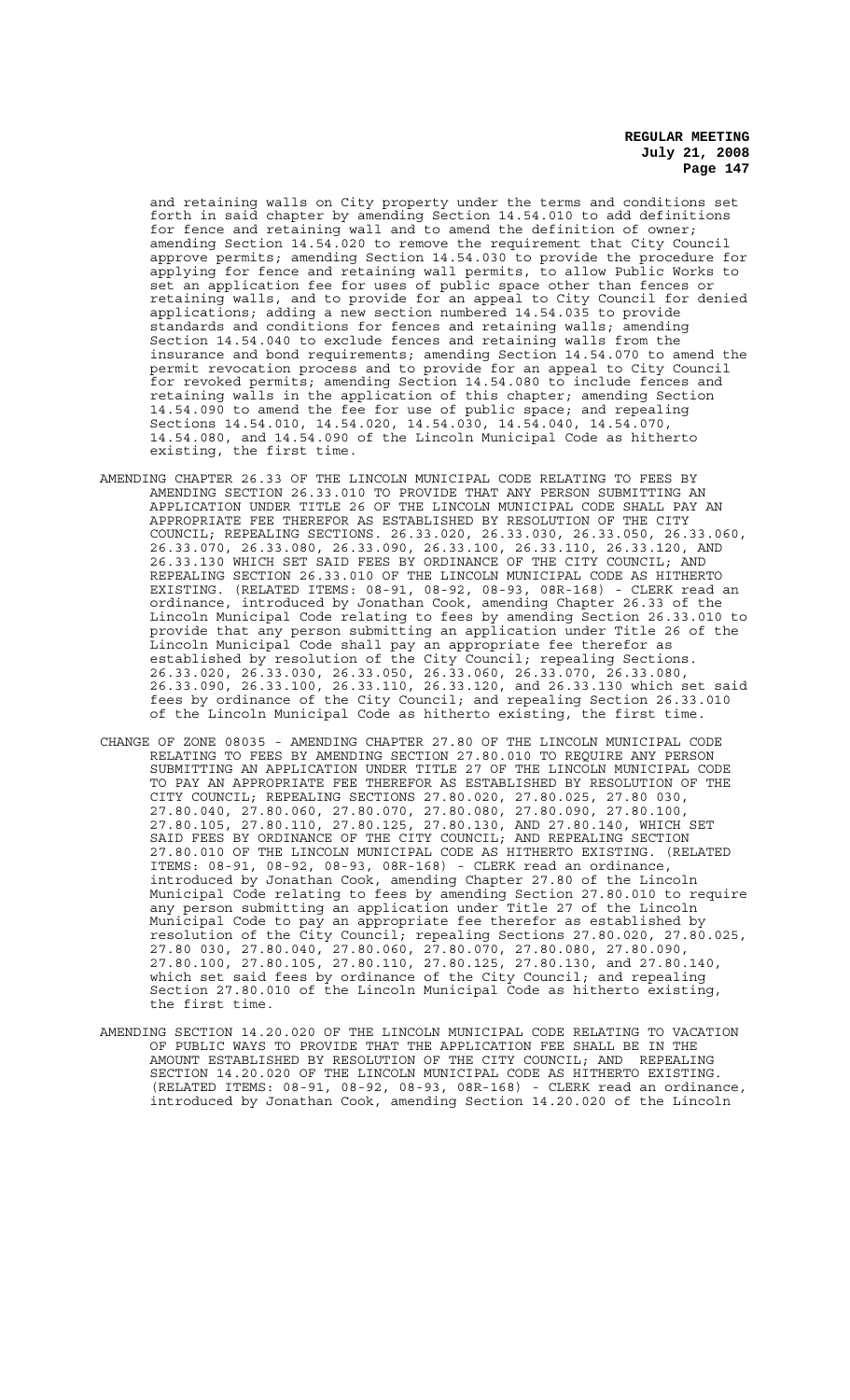and retaining walls on City property under the terms and conditions set forth in said chapter by amending Section 14.54.010 to add definitions for fence and retaining wall and to amend the definition of owner; amending Section 14.54.020 to remove the requirement that City Council approve permits; amending Section 14.54.030 to provide the procedure for applying for fence and retaining wall permits, to allow Public Works to set an application fee for uses of public space other than fences or retaining walls, and to provide for an appeal to City Council for denied applications; adding a new section numbered 14.54.035 to provide standards and conditions for fences and retaining walls; amending Section 14.54.040 to exclude fences and retaining walls from the insurance and bond requirements; amending Section 14.54.070 to amend the permit revocation process and to provide for an appeal to City Council for revoked permits; amending Section 14.54.080 to include fences and retaining walls in the application of this chapter; amending Section 14.54.090 to amend the fee for use of public space; and repealing Sections 14.54.010, 14.54.020, 14.54.030, 14.54.040, 14.54.070, 14.54.080, and 14.54.090 of the Lincoln Municipal Code as hitherto existing, the first time.

AMENDING CHAPTER 26.33 OF THE LINCOLN MUNICIPAL CODE RELATING TO FEES BY AMENDING SECTION 26.33.010 TO PROVIDE THAT ANY PERSON SUBMITTING AN APPLICATION UNDER TITLE 26 OF THE LINCOLN MUNICIPAL CODE SHALL PAY AN APPROPRIATE FEE THEREFOR AS ESTABLISHED BY RESOLUTION OF THE CITY COUNCIL; REPEALING SECTIONS. 26.33.020, 26.33.030, 26.33.050, 26.33.060, 26.33.070, 26.33.080, 26.33.090, 26.33.100, 26.33.110, 26.33.120, AND 26.33.130 WHICH SET SAID FEES BY ORDINANCE OF THE CITY COUNCIL; AND REPEALING SECTION 26.33.010 OF THE LINCOLN MUNICIPAL CODE AS HITHERTO EXISTING. (RELATED ITEMS: 08-91, 08-92, 08-93, 08R-168) - CLERK read an ordinance, introduced by Jonathan Cook, amending Chapter 26.33 of the Lincoln Municipal Code relating to fees by amending Section 26.33.010 to provide that any person submitting an application under Title 26 of the Lincoln Municipal Code shall pay an appropriate fee therefor as established by resolution of the City Council; repealing Sections. 26.33.020, 26.33.030, 26.33.050, 26.33.060, 26.33.070, 26.33.080, 26.33.090, 26.33.100, 26.33.110, 26.33.120, and 26.33.130 which set said fees by ordinance of the City Council; and repealing Section 26.33.010 of the Lincoln Municipal Code as hitherto existing, the first time.

CHANGE OF ZONE 08035 - AMENDING CHAPTER 27.80 OF THE LINCOLN MUNICIPAL CODE RELATING TO FEES BY AMENDING SECTION 27.80.010 TO REQUIRE ANY PERSON SUBMITTING AN APPLICATION UNDER TITLE 27 OF THE LINCOLN MUNICIPAL CODE TO PAY AN APPROPRIATE FEE THEREFOR AS ESTABLISHED BY RESOLUTION OF THE CITY COUNCIL; REPEALING SECTIONS 27.80.020, 27.80.025, 27.80 030, 27.80.040, 27.80.060, 27.80.070, 27.80.080, 27.80.090, 27.80.100, 27.80.105, 27.80.110, 27.80.125, 27.80.130, AND 27.80.140, WHICH SET SAID FEES BY ORDINANCE OF THE CITY COUNCIL; AND REPEALING SECTION 27.80.010 OF THE LINCOLN MUNICIPAL CODE AS HITHERTO EXISTING. (RELATED ITEMS: 08-91, 08-92, 08-93, 08R-168) - CLERK read an ordinance, introduced by Jonathan Cook, amending Chapter 27.80 of the Lincoln Municipal Code relating to fees by amending Section 27.80.010 to require any person submitting an application under Title 27 of the Lincoln Municipal Code to pay an appropriate fee therefor as established by resolution of the City Council; repealing Sections 27.80.020, 27.80.025, 27.80 030, 27.80.040, 27.80.060, 27.80.070, 27.80.080, 27.80.090, 27.80.100, 27.80.105, 27.80.110, 27.80.125, 27.80.130, and 27.80.140, which set said fees by ordinance of the City Council; and repealing Section 27.80.010 of the Lincoln Municipal Code as hitherto existing, the first time.

AMENDING SECTION 14.20.020 OF THE LINCOLN MUNICIPAL CODE RELATING TO VACATION OF PUBLIC WAYS TO PROVIDE THAT THE APPLICATION FEE SHALL BE IN THE AMOUNT ESTABLISHED BY RESOLUTION OF THE CITY COUNCIL; AND REPEALING SECTION 14.20.020 OF THE LINCOLN MUNICIPAL CODE AS HITHERTO EXISTING. (RELATED ITEMS: 08-91, 08-92, 08-93, 08R-168) - CLERK read an ordinance, introduced by Jonathan Cook, amending Section 14.20.020 of the Lincoln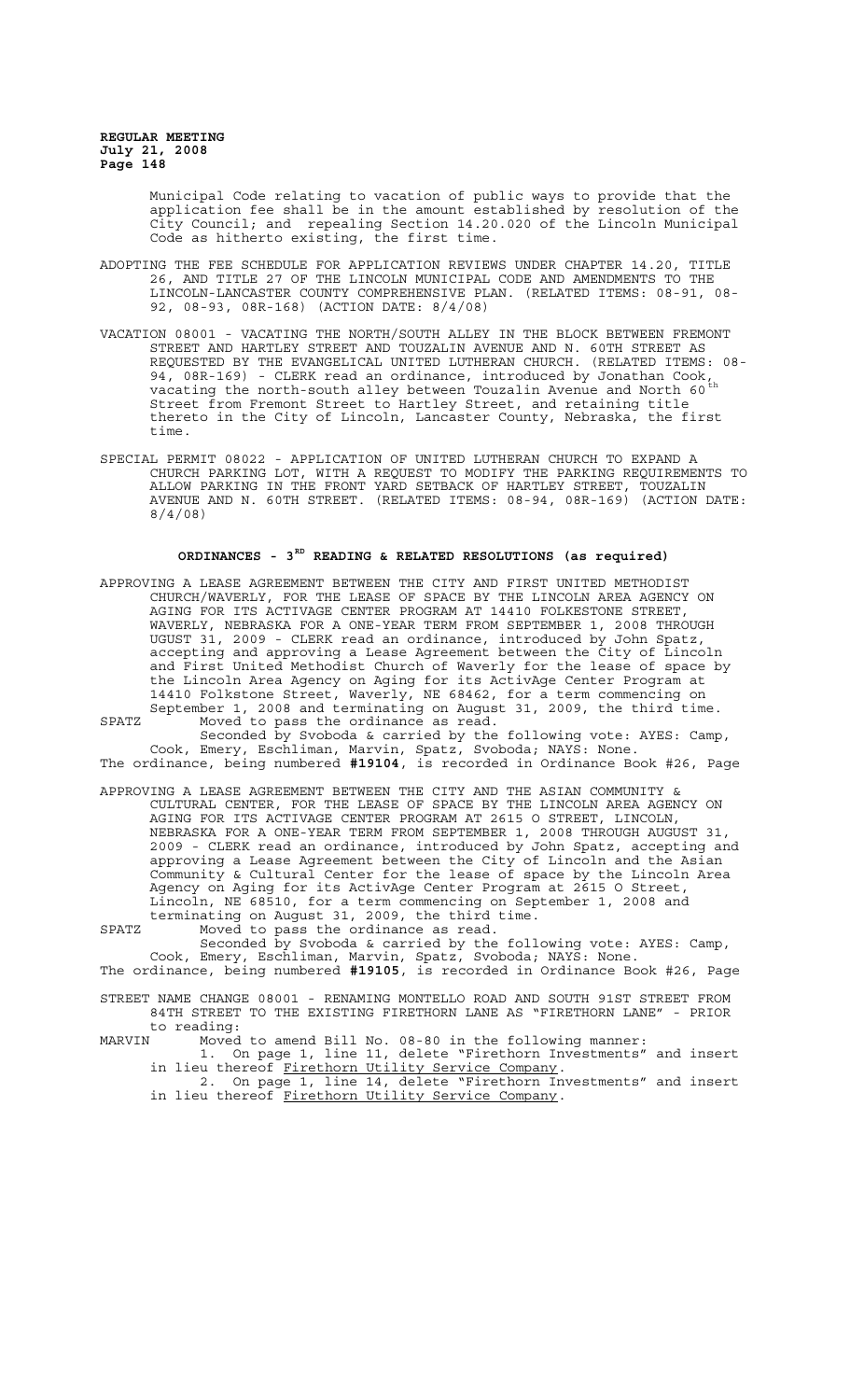Municipal Code relating to vacation of public ways to provide that the application fee shall be in the amount established by resolution of the City Council; and repealing Section 14.20.020 of the Lincoln Municipal Code as hitherto existing, the first time.

ADOPTING THE FEE SCHEDULE FOR APPLICATION REVIEWS UNDER CHAPTER 14.20, TITLE 26, AND TITLE 27 OF THE LINCOLN MUNICIPAL CODE AND AMENDMENTS TO THE LINCOLN-LANCASTER COUNTY COMPREHENSIVE PLAN. (RELATED ITEMS: 08-91, 08-92, 08-93, 08R-168) (ACTION DATE: 8/4/08)

VACATION 08001 - VACATING THE NORTH/SOUTH ALLEY IN THE BLOCK BETWEEN FREMONT STREET AND HARTLEY STREET AND TOUZALIN AVENUE AND N. 60TH STREET AS REQUESTED BY THE EVANGELICAL UNITED LUTHERAN CHURCH. (RELATED ITEMS: 08-94, 08R-169) - CLERK read an ordinance, introduced by Jonathan Cook, vacating the north-south alley between Touzalin Avenue and North 60th Street from Fremont Street to Hartley Street, and retaining title thereto in the City of Lincoln, Lancaster County, Nebraska, the first time.

SPECIAL PERMIT 08022 - APPLICATION OF UNITED LUTHERAN CHURCH TO EXPAND A CHURCH PARKING LOT, WITH A REQUEST TO MODIFY THE PARKING REQUIREMENTS TO ALLOW PARKING IN THE FRONT YARD SETBACK OF HARTLEY STREET, TOUZALIN AVENUE AND N. 60TH STREET. (RELATED ITEMS: 08-94, 08R-169) (ACTION DATE: 8/4/08)

## ORDINANCES - 3RD READING & RELATED RESOLUTIONS (as required)

APPROVING A LEASE AGREEMENT BETWEEN THE CITY AND FIRST UNITED METHODIST CHURCH/WAVERLY, FOR THE LEASE OF SPACE BY THE LINCOLN AREA AGENCY ON AGING FOR ITS ACTIVAGE CENTER PROGRAM AT 14410 FOLKESTONE STREET, WAVERLY, NEBRASKA FOR A ONE-YEAR TERM FROM SEPTEMBER 1, 2008 THROUGH UGUST 31, 2009 - CLERK read an ordinance, introduced by John Spatz, accepting and approving a Lease Agreement between the City of Lincoln and First United Methodist Church of Waverly for the lease of space by the Lincoln Area Agency on Aging for its ActivAge Center Program at 14410 Folkstone Street, Waverly, NE 68462, for a term commencing on September 1, 2008 and terminating on August 31, 2009, the third time.

SPATZ Moved to pass the ordinance as read.

Seconded by Svoboda & carried by the following vote: AYES: Camp, Cook, Emery, Eschliman, Marvin, Spatz, Svoboda; NAYS: None.

The ordinance, being numbered **#19104**, is recorded in Ordinance Book #26, Page

APPROVING A LEASE AGREEMENT BETWEEN THE CITY AND THE ASIAN COMMUNITY & CULTURAL CENTER, FOR THE LEASE OF SPACE BY THE LINCOLN AREA AGENCY ON AGING FOR ITS ACTIVAGE CENTER PROGRAM AT 2615 O STREET, LINCOLN, NEBRASKA FOR A ONE-YEAR TERM FROM SEPTEMBER 1, 2008 THROUGH AUGUST 31, 2009 - CLERK read an ordinance, introduced by John Spatz, accepting and approving a Lease Agreement between the City of Lincoln and the Asian Community & Cultural Center for the lease of space by the Lincoln Area Agency on Aging for its ActivAge Center Program at 2615 O Street, Lincoln, NE 68510, for a term commencing on September 1, 2008 and terminating on August 31, 2009, the third time.

SPATZ Moved to pass the ordinance as read.

Seconded by Svoboda & carried by the following vote: AYES: Camp, Cook, Emery, Eschliman, Marvin, Spatz, Svoboda; NAYS: None.

The ordinance, being numbered **#19105**, is recorded in Ordinance Book #26, Page

STREET NAME CHANGE 08001 - RENAMING MONTELLO ROAD AND SOUTH 91ST STREET FROM 84TH STREET TO THE EXISTING FIRETHORN LANE AS "FIRETHORN LANE" - PRIOR to reading:

MARVIN Moved to amend Bill No. 08-80 in the following manner:

1. On page 1, line 11, delete "Firethorn Investments" and insert in lieu thereof Firethorn Utility Service Company.
2. On page 1, line 14, delete "Firethorn Investments" and insert in lieu thereof Firethorn Utility Service Company.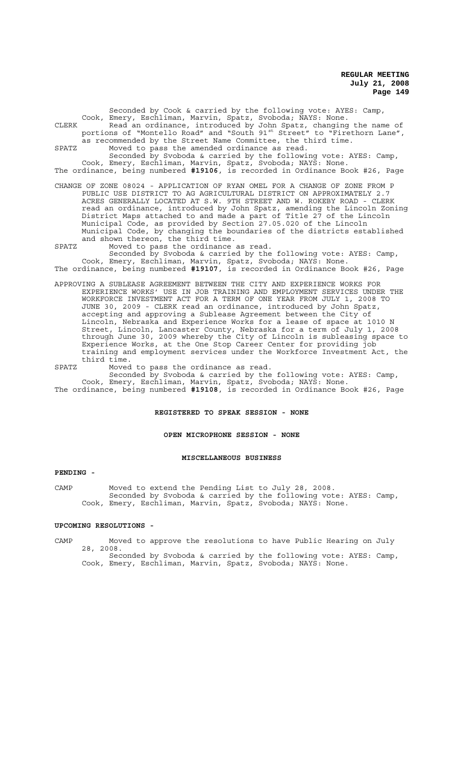Seconded by Cook & carried by the following vote: AYES: Camp, Cook, Emery, Eschliman, Marvin, Spatz, Svoboda; NAYS: None.

CLERK Read an ordinance, introduced by John Spatz, changing the name of portions of "Montello Road" and "South 91st Street" to "Firethorn Lane", as recommended by the Street Name Committee, the third time.

SPATZ Moved to pass the amended ordinance as read.

Seconded by Svoboda & carried by the following vote: AYES: Camp, Cook, Emery, Eschliman, Marvin, Spatz, Svoboda; NAYS: None.

The ordinance, being numbered **#19106**, is recorded in Ordinance Book #26, Page

CHANGE OF ZONE 08024 - APPLICATION OF RYAN OMEL FOR A CHANGE OF ZONE FROM P PUBLIC USE DISTRICT TO AG AGRICULTURAL DISTRICT ON APPROXIMATELY 2.7 ACRES GENERALLY LOCATED AT S.W. 9TH STREET AND W. ROKEBY ROAD - CLERK read an ordinance, introduced by John Spatz, amending the Lincoln Zoning District Maps attached to and made a part of Title 27 of the Lincoln Municipal Code, as provided by Section 27.05.020 of the Lincoln Municipal Code, by changing the boundaries of the districts established and shown thereon, the third time.

SPATZ Moved to pass the ordinance as read.

Seconded by Svoboda & carried by the following vote: AYES: Camp, Cook, Emery, Eschliman, Marvin, Spatz, Svoboda; NAYS: None.

The ordinance, being numbered **#19107**, is recorded in Ordinance Book #26, Page

APPROVING A SUBLEASE AGREEMENT BETWEEN THE CITY AND EXPERIENCE WORKS FOR EXPERIENCE WORKS' USE IN JOB TRAINING AND EMPLOYMENT SERVICES UNDER THE WORKFORCE INVESTMENT ACT FOR A TERM OF ONE YEAR FROM JULY 1, 2008 TO JUNE 30, 2009 - CLERK read an ordinance, introduced by John Spatz, accepting and approving a Sublease Agreement between the City of Lincoln, Nebraska and Experience Works for a lease of space at 1010 N Street, Lincoln, Lancaster County, Nebraska for a term of July 1, 2008 through June 30, 2009 whereby the City of Lincoln is subleasing space to Experience Works, at the One Stop Career Center for providing job training and employment services under the Workforce Investment Act, the third time.

SPATZ Moved to pass the ordinance as read.

Seconded by Svoboda & carried by the following vote: AYES: Camp, Cook, Emery, Eschliman, Marvin, Spatz, Svoboda; NAYS: None.

The ordinance, being numbered **#19108**, is recorded in Ordinance Book #26, Page

**REGISTERED TO SPEAK SESSION - NONE**

**OPEN MICROPHONE SESSION - NONE**

**MISCELLANEOUS BUSINESS**

**PENDING -**

CAMP Moved to extend the Pending List to July 28, 2008.

Seconded by Svoboda & carried by the following vote: AYES: Camp, Cook, Emery, Eschliman, Marvin, Spatz, Svoboda; NAYS: None.

**UPCOMING RESOLUTIONS -**

CAMP Moved to approve the resolutions to have Public Hearing on July 28, 2008.

Seconded by Svoboda & carried by the following vote: AYES: Camp, Cook, Emery, Eschliman, Marvin, Spatz, Svoboda; NAYS: None.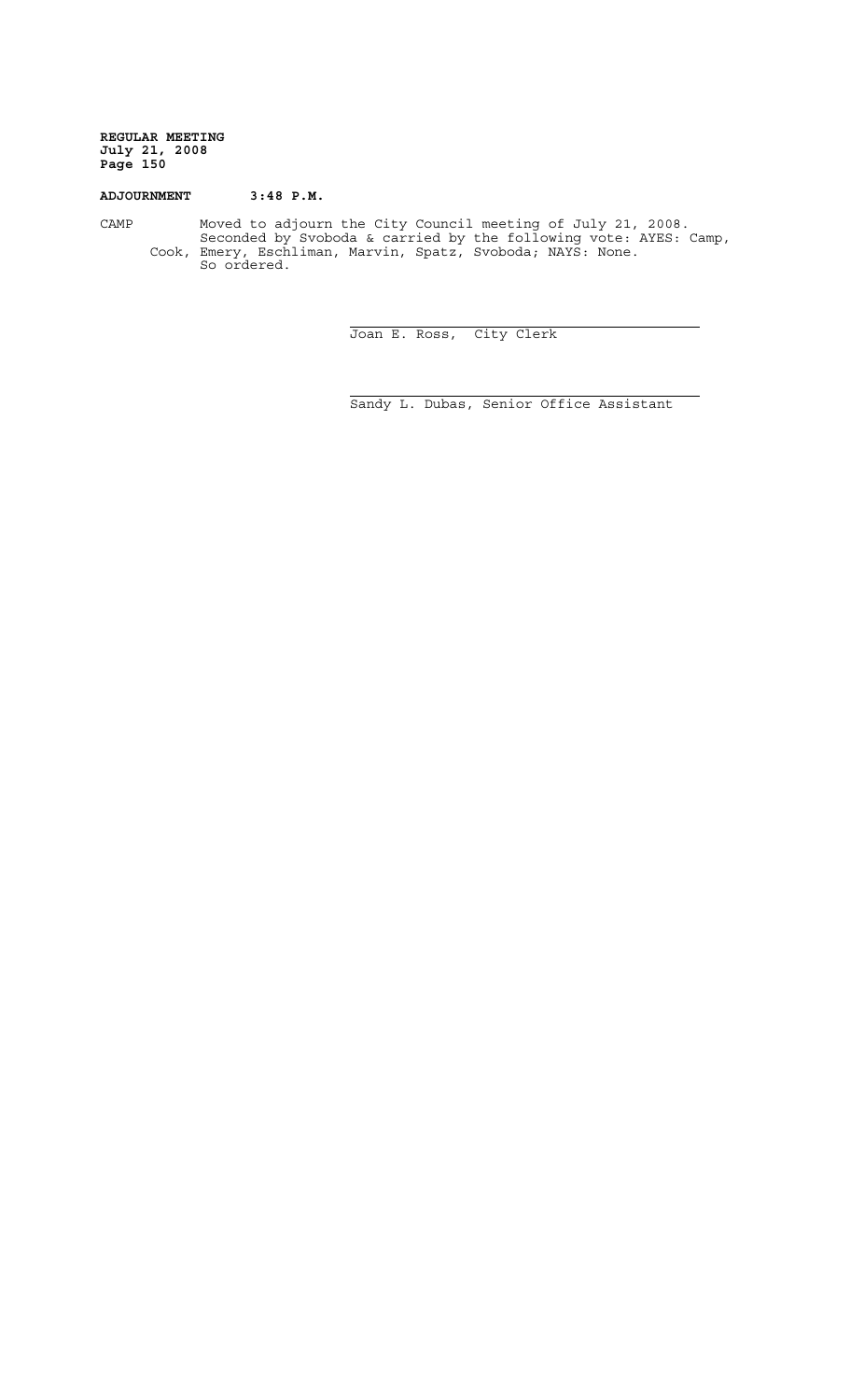**ADJOURNMENT 3:48 P.M.**

CAMP Moved to adjourn the City Council meeting of July 21, 2008. Seconded by Svoboda & carried by the following vote: AYES: Camp, Cook, Emery, Eschliman, Marvin, Spatz, Svoboda; NAYS: None. So ordered.

Joan E. Ross, City Clerk

Sandy L. Dubas, Senior Office Assistant